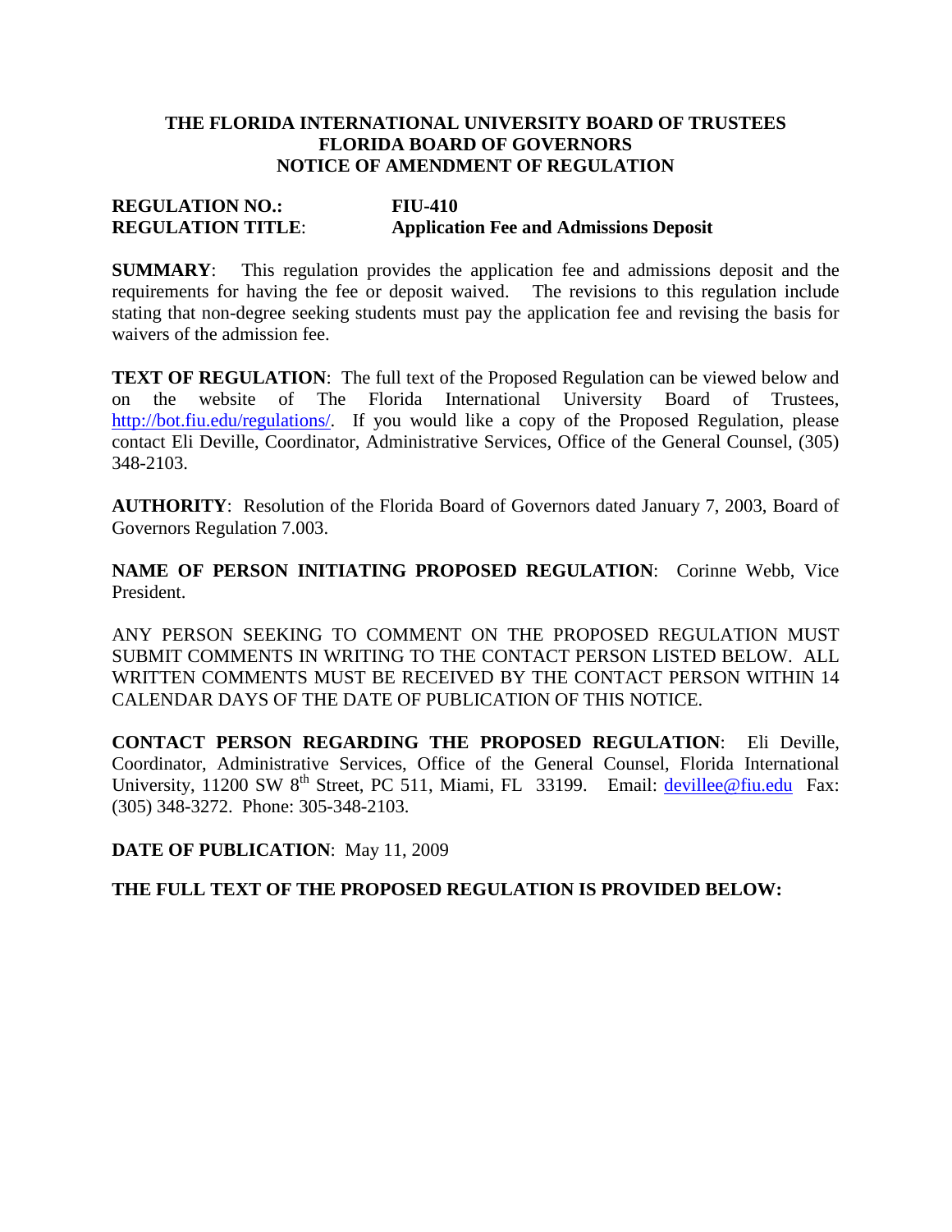**THE FLORIDA INTERNATIONAL UNIVERSITY BOARD OF TRUSTEES**
**FLORIDA BOARD OF GOVERNORS**
**NOTICE OF AMENDMENT OF REGULATION**

**REGULATION NO.:** **FIU-410**
**REGULATION TITLE**: **Application Fee and Admissions Deposit**

**SUMMARY**: This regulation provides the application fee and admissions deposit and the requirements for having the fee or deposit waived. The revisions to this regulation include stating that non-degree seeking students must pay the application fee and revising the basis for waivers of the admission fee.

**TEXT OF REGULATION**: The full text of the Proposed Regulation can be viewed below and on the website of The Florida International University Board of Trustees, http://bot.fiu.edu/regulations/. If you would like a copy of the Proposed Regulation, please contact Eli Deville, Coordinator, Administrative Services, Office of the General Counsel, (305) 348-2103.

**AUTHORITY**: Resolution of the Florida Board of Governors dated January 7, 2003, Board of Governors Regulation 7.003.

**NAME OF PERSON INITIATING PROPOSED REGULATION**: Corinne Webb, Vice President.

ANY PERSON SEEKING TO COMMENT ON THE PROPOSED REGULATION MUST SUBMIT COMMENTS IN WRITING TO THE CONTACT PERSON LISTED BELOW. ALL WRITTEN COMMENTS MUST BE RECEIVED BY THE CONTACT PERSON WITHIN 14 CALENDAR DAYS OF THE DATE OF PUBLICATION OF THIS NOTICE.

**CONTACT PERSON REGARDING THE PROPOSED REGULATION**: Eli Deville, Coordinator, Administrative Services, Office of the General Counsel, Florida International University, 11200 SW 8th Street, PC 511, Miami, FL 33199. Email: devillee@fiu.edu Fax: (305) 348-3272. Phone: 305-348-2103.

**DATE OF PUBLICATION**: May 11, 2009

**THE FULL TEXT OF THE PROPOSED REGULATION IS PROVIDED BELOW:**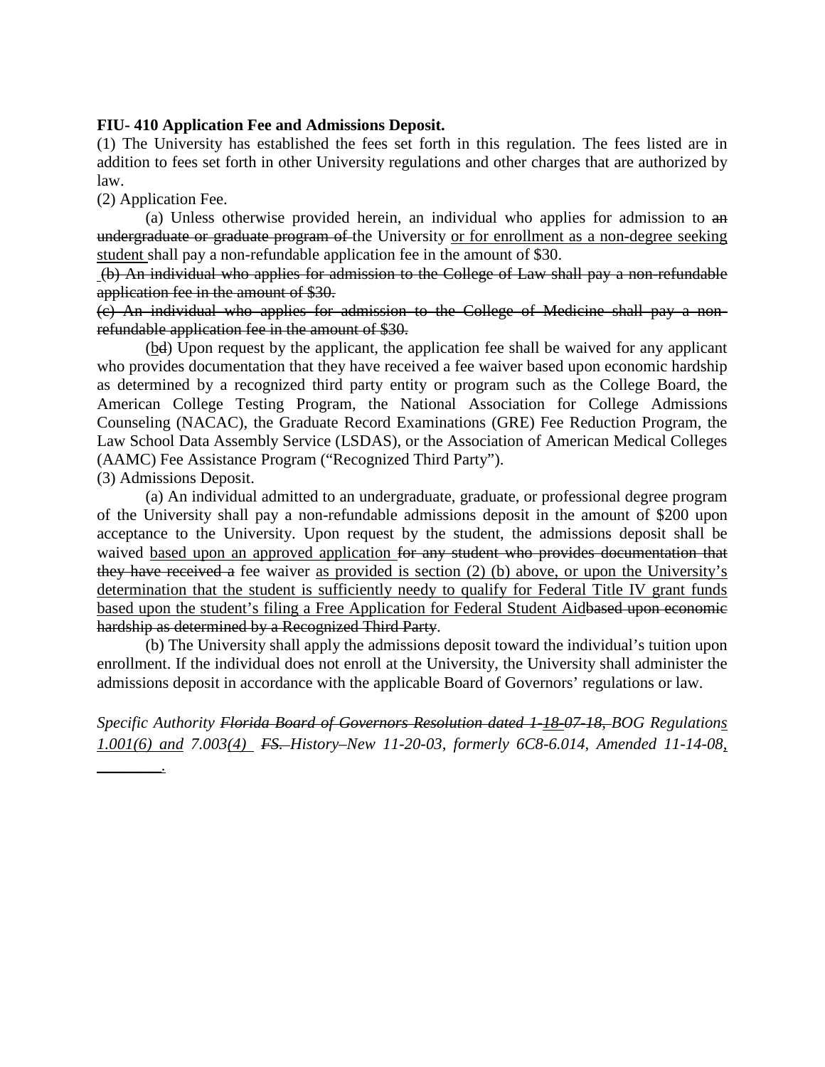**FIU- 410 Application Fee and Admissions Deposit.**

(1) The University has established the fees set forth in this regulation. The fees listed are in addition to fees set forth in other University regulations and other charges that are authorized by law.

(2) Application Fee.

(a) Unless otherwise provided herein, an individual who applies for admission to ~~an undergraduate or graduate program of~~ the University <u>or for enrollment as a non-degree seeking student</u> shall pay a non-refundable application fee in the amount of $30.

~~(b) An individual who applies for admission to the College of Law shall pay a non-refundable application fee in the amount of $30.~~

~~(c) An individual who applies for admission to the College of Medicine shall pay a non-refundable application fee in the amount of $30.~~

(<u>b</u>~~d~~) Upon request by the applicant, the application fee shall be waived for any applicant who provides documentation that they have received a fee waiver based upon economic hardship as determined by a recognized third party entity or program such as the College Board, the American College Testing Program, the National Association for College Admissions Counseling (NACAC), the Graduate Record Examinations (GRE) Fee Reduction Program, the Law School Data Assembly Service (LSDAS), or the Association of American Medical Colleges (AAMC) Fee Assistance Program ("Recognized Third Party").

(3) Admissions Deposit.

(a) An individual admitted to an undergraduate, graduate, or professional degree program of the University shall pay a non-refundable admissions deposit in the amount of $200 upon acceptance to the University. Upon request by the student, the admissions deposit shall be waived <u>based upon an approved application</u> ~~for any student who provides documentation that they have received a~~ fee waiver <u>as provided is section (2) (b) above, or upon the University's determination that the student is sufficiently needy to qualify for Federal Title IV grant funds based upon the student's filing a Free Application for Federal Student Aid</u>~~based upon economic hardship as determined by a Recognized Third Party~~.

(b) The University shall apply the admissions deposit toward the individual's tuition upon enrollment. If the individual does not enroll at the University, the University shall administer the admissions deposit in accordance with the applicable Board of Governors' regulations or law.

*Specific Authority ~~Florida Board of Governors Resolution dated 1-18-07-18,~~ BOG Regulation<u>s 1.001(6) and</u> 7.003<u>(4)</u> ~~FS.~~ History–New 11-20-03, formerly 6C8-6.014, Amended 11-14-08<u>, ________</u>.*